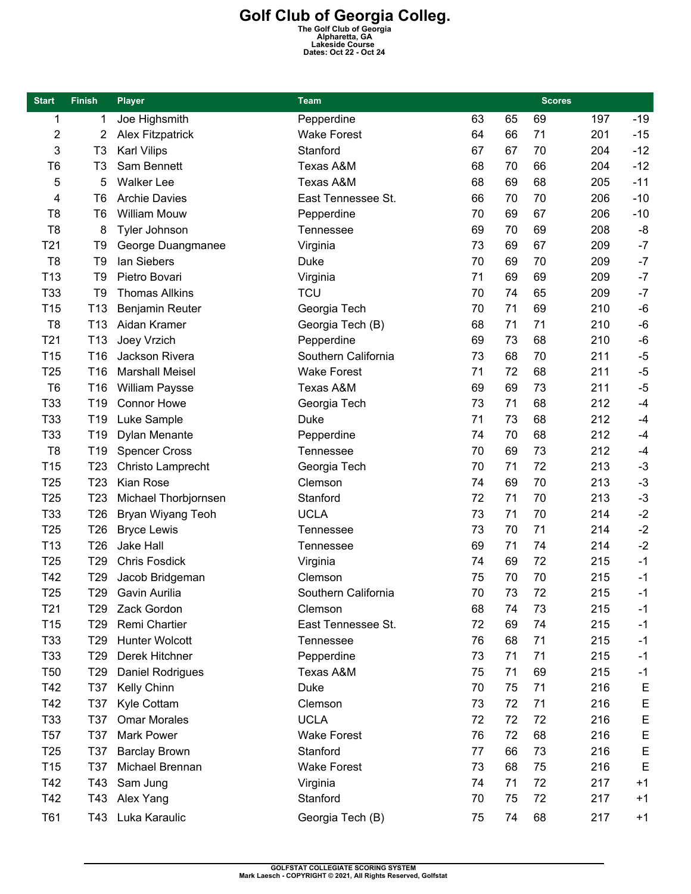# Golf Club of Georgia Colleg.

**The Golf Club of Georgia**
**Alpharetta, GA**
**Lakeside Course**
**Dates: Oct 22 - Oct 24**

| Start | Finish | Player | Team | Scores | | | | |
|---|---|---|---|---|---|---|---|---|
| 1 | 1 | Joe Highsmith | Pepperdine | 63 | 65 | 69 | 197 | -19 |
| 2 | 2 | Alex Fitzpatrick | Wake Forest | 64 | 66 | 71 | 201 | -15 |
| 3 | T3 | Karl Vilips | Stanford | 67 | 67 | 70 | 204 | -12 |
| T6 | T3 | Sam Bennett | Texas A&M | 68 | 70 | 66 | 204 | -12 |
| 5 | 5 | Walker Lee | Texas A&M | 68 | 69 | 68 | 205 | -11 |
| 4 | T6 | Archie Davies | East Tennessee St. | 66 | 70 | 70 | 206 | -10 |
| T8 | T6 | William Mouw | Pepperdine | 70 | 69 | 67 | 206 | -10 |
| T8 | 8 | Tyler Johnson | Tennessee | 69 | 70 | 69 | 208 | -8 |
| T21 | T9 | George Duangmanee | Virginia | 73 | 69 | 67 | 209 | -7 |
| T8 | T9 | Ian Siebers | Duke | 70 | 69 | 70 | 209 | -7 |
| T13 | T9 | Pietro Bovari | Virginia | 71 | 69 | 69 | 209 | -7 |
| T33 | T9 | Thomas Allkins | TCU | 70 | 74 | 65 | 209 | -7 |
| T15 | T13 | Benjamin Reuter | Georgia Tech | 70 | 71 | 69 | 210 | -6 |
| T8 | T13 | Aidan Kramer | Georgia Tech (B) | 68 | 71 | 71 | 210 | -6 |
| T21 | T13 | Joey Vrzich | Pepperdine | 69 | 73 | 68 | 210 | -6 |
| T15 | T16 | Jackson Rivera | Southern California | 73 | 68 | 70 | 211 | -5 |
| T25 | T16 | Marshall Meisel | Wake Forest | 71 | 72 | 68 | 211 | -5 |
| T6 | T16 | William Paysse | Texas A&M | 69 | 69 | 73 | 211 | -5 |
| T33 | T19 | Connor Howe | Georgia Tech | 73 | 71 | 68 | 212 | -4 |
| T33 | T19 | Luke Sample | Duke | 71 | 73 | 68 | 212 | -4 |
| T33 | T19 | Dylan Menante | Pepperdine | 74 | 70 | 68 | 212 | -4 |
| T8 | T19 | Spencer Cross | Tennessee | 70 | 69 | 73 | 212 | -4 |
| T15 | T23 | Christo Lamprecht | Georgia Tech | 70 | 71 | 72 | 213 | -3 |
| T25 | T23 | Kian Rose | Clemson | 74 | 69 | 70 | 213 | -3 |
| T25 | T23 | Michael Thorbjornsen | Stanford | 72 | 71 | 70 | 213 | -3 |
| T33 | T26 | Bryan Wiyang Teoh | UCLA | 73 | 71 | 70 | 214 | -2 |
| T25 | T26 | Bryce Lewis | Tennessee | 73 | 70 | 71 | 214 | -2 |
| T13 | T26 | Jake Hall | Tennessee | 69 | 71 | 74 | 214 | -2 |
| T25 | T29 | Chris Fosdick | Virginia | 74 | 69 | 72 | 215 | -1 |
| T42 | T29 | Jacob Bridgeman | Clemson | 75 | 70 | 70 | 215 | -1 |
| T25 | T29 | Gavin Aurilia | Southern California | 70 | 73 | 72 | 215 | -1 |
| T21 | T29 | Zack Gordon | Clemson | 68 | 74 | 73 | 215 | -1 |
| T15 | T29 | Remi Chartier | East Tennessee St. | 72 | 69 | 74 | 215 | -1 |
| T33 | T29 | Hunter Wolcott | Tennessee | 76 | 68 | 71 | 215 | -1 |
| T33 | T29 | Derek Hitchner | Pepperdine | 73 | 71 | 71 | 215 | -1 |
| T50 | T29 | Daniel Rodrigues | Texas A&M | 75 | 71 | 69 | 215 | -1 |
| T42 | T37 | Kelly Chinn | Duke | 70 | 75 | 71 | 216 | E |
| T42 | T37 | Kyle Cottam | Clemson | 73 | 72 | 71 | 216 | E |
| T33 | T37 | Omar Morales | UCLA | 72 | 72 | 72 | 216 | E |
| T57 | T37 | Mark Power | Wake Forest | 76 | 72 | 68 | 216 | E |
| T25 | T37 | Barclay Brown | Stanford | 77 | 66 | 73 | 216 | E |
| T15 | T37 | Michael Brennan | Wake Forest | 73 | 68 | 75 | 216 | E |
| T42 | T43 | Sam Jung | Virginia | 74 | 71 | 72 | 217 | +1 |
| T42 | T43 | Alex Yang | Stanford | 70 | 75 | 72 | 217 | +1 |
| T61 | T43 | Luka Karaulic | Georgia Tech (B) | 75 | 74 | 68 | 217 | +1 |

GOLFSTAT COLLEGIATE SCORING SYSTEM
Mark Laesch - COPYRIGHT © 2021, All Rights Reserved, Golfstat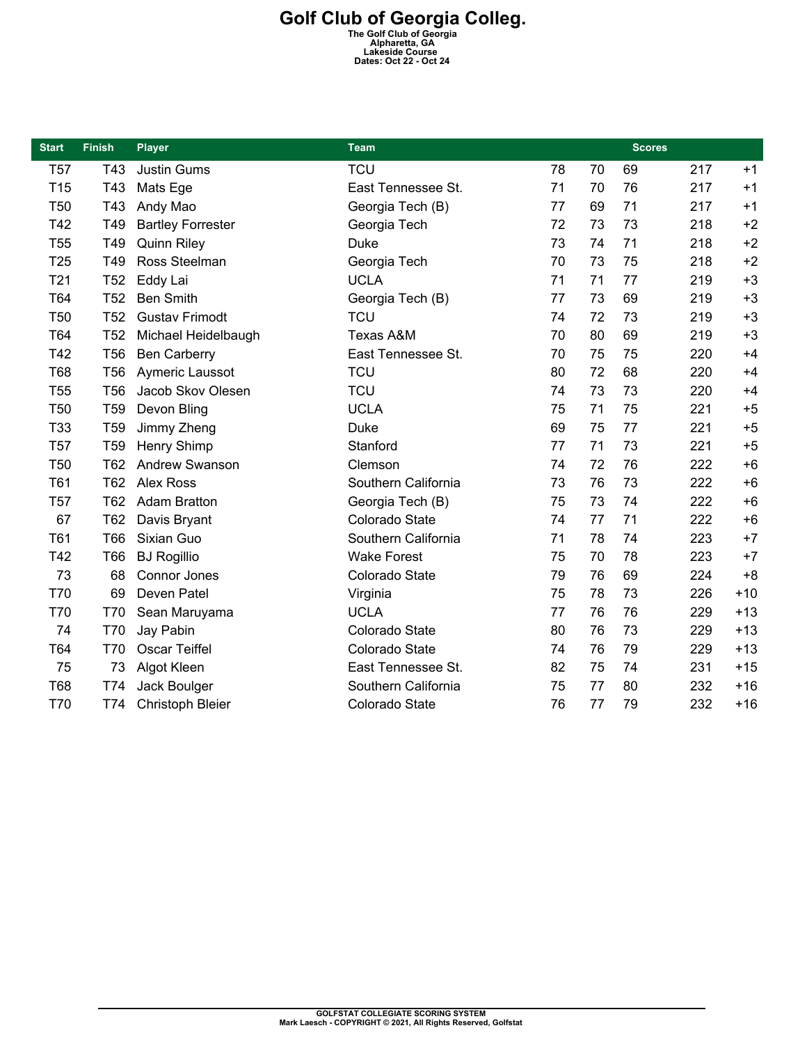# Golf Club of Georgia Colleg.

**The Golf Club of Georgia**
**Alpharetta, GA**
**Lakeside Course**
**Dates: Oct 22 - Oct 24**

| Start | Finish | Player | Team | Scores | | | | |
|---|---|---|---|---|---|---|---|---|
| T57 | T43 | Justin Gums | TCU | 78 | 70 | 69 | 217 | +1 |
| T15 | T43 | Mats Ege | East Tennessee St. | 71 | 70 | 76 | 217 | +1 |
| T50 | T43 | Andy Mao | Georgia Tech (B) | 77 | 69 | 71 | 217 | +1 |
| T42 | T49 | Bartley Forrester | Georgia Tech | 72 | 73 | 73 | 218 | +2 |
| T55 | T49 | Quinn Riley | Duke | 73 | 74 | 71 | 218 | +2 |
| T25 | T49 | Ross Steelman | Georgia Tech | 70 | 73 | 75 | 218 | +2 |
| T21 | T52 | Eddy Lai | UCLA | 71 | 71 | 77 | 219 | +3 |
| T64 | T52 | Ben Smith | Georgia Tech (B) | 77 | 73 | 69 | 219 | +3 |
| T50 | T52 | Gustav Frimodt | TCU | 74 | 72 | 73 | 219 | +3 |
| T64 | T52 | Michael Heidelbaugh | Texas A&M | 70 | 80 | 69 | 219 | +3 |
| T42 | T56 | Ben Carberry | East Tennessee St. | 70 | 75 | 75 | 220 | +4 |
| T68 | T56 | Aymeric Laussot | TCU | 80 | 72 | 68 | 220 | +4 |
| T55 | T56 | Jacob Skov Olesen | TCU | 74 | 73 | 73 | 220 | +4 |
| T50 | T59 | Devon Bling | UCLA | 75 | 71 | 75 | 221 | +5 |
| T33 | T59 | Jimmy Zheng | Duke | 69 | 75 | 77 | 221 | +5 |
| T57 | T59 | Henry Shimp | Stanford | 77 | 71 | 73 | 221 | +5 |
| T50 | T62 | Andrew Swanson | Clemson | 74 | 72 | 76 | 222 | +6 |
| T61 | T62 | Alex Ross | Southern California | 73 | 76 | 73 | 222 | +6 |
| T57 | T62 | Adam Bratton | Georgia Tech (B) | 75 | 73 | 74 | 222 | +6 |
| 67 | T62 | Davis Bryant | Colorado State | 74 | 77 | 71 | 222 | +6 |
| T61 | T66 | Sixian Guo | Southern California | 71 | 78 | 74 | 223 | +7 |
| T42 | T66 | BJ Rogillio | Wake Forest | 75 | 70 | 78 | 223 | +7 |
| 73 | 68 | Connor Jones | Colorado State | 79 | 76 | 69 | 224 | +8 |
| T70 | 69 | Deven Patel | Virginia | 75 | 78 | 73 | 226 | +10 |
| T70 | T70 | Sean Maruyama | UCLA | 77 | 76 | 76 | 229 | +13 |
| 74 | T70 | Jay Pabin | Colorado State | 80 | 76 | 73 | 229 | +13 |
| T64 | T70 | Oscar Teiffel | Colorado State | 74 | 76 | 79 | 229 | +13 |
| 75 | 73 | Algot Kleen | East Tennessee St. | 82 | 75 | 74 | 231 | +15 |
| T68 | T74 | Jack Boulger | Southern California | 75 | 77 | 80 | 232 | +16 |
| T70 | T74 | Christoph Bleier | Colorado State | 76 | 77 | 79 | 232 | +16 |

GOLFSTAT COLLEGIATE SCORING SYSTEM
Mark Laesch - COPYRIGHT © 2021, All Rights Reserved, Golfstat